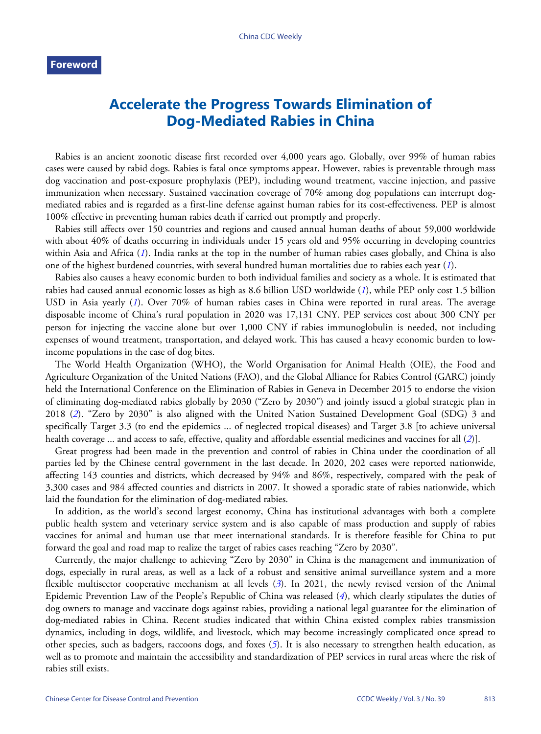**Foreword**

# Accelerate the Progress Towards Elimination of Dog-Mediated Rabies in China

Rabies is an ancient zoonotic disease first recorded over 4,000 years ago. Globally, over 99% of human rabies cases were caused by rabid dogs. Rabies is fatal once symptoms appear. However, rabies is preventable through mass dog vaccination and post-exposure prophylaxis (PEP), including wound treatment, vaccine injection, and passive immunization when necessary. Sustained vaccination coverage of 70% among dog populations can interrupt dog-mediated rabies and is regarded as a first-line defense against human rabies for its cost-effectiveness. PEP is almost 100% effective in preventing human rabies death if carried out promptly and properly.

Rabies still affects over 150 countries and regions and caused annual human deaths of about 59,000 worldwide with about 40% of deaths occurring in individuals under 15 years old and 95% occurring in developing countries within Asia and Africa (*1*). India ranks at the top in the number of human rabies cases globally, and China is also one of the highest burdened countries, with several hundred human mortalities due to rabies each year (*1*).

Rabies also causes a heavy economic burden to both individual families and society as a whole. It is estimated that rabies had caused annual economic losses as high as 8.6 billion USD worldwide (*1*), while PEP only cost 1.5 billion USD in Asia yearly (*1*). Over 70% of human rabies cases in China were reported in rural areas. The average disposable income of China's rural population in 2020 was 17,131 CNY. PEP services cost about 300 CNY per person for injecting the vaccine alone but over 1,000 CNY if rabies immunoglobulin is needed, not including expenses of wound treatment, transportation, and delayed work. This has caused a heavy economic burden to low-income populations in the case of dog bites.

The World Health Organization (WHO), the World Organisation for Animal Health (OIE), the Food and Agriculture Organization of the United Nations (FAO), and the Global Alliance for Rabies Control (GARC) jointly held the International Conference on the Elimination of Rabies in Geneva in December 2015 to endorse the vision of eliminating dog-mediated rabies globally by 2030 ("Zero by 2030") and jointly issued a global strategic plan in 2018 (*2*). "Zero by 2030" is also aligned with the United Nation Sustained Development Goal (SDG) 3 and specifically Target 3.3 (to end the epidemics ... of neglected tropical diseases) and Target 3.8 [to achieve universal health coverage ... and access to safe, effective, quality and affordable essential medicines and vaccines for all (*2*)].

Great progress had been made in the prevention and control of rabies in China under the coordination of all parties led by the Chinese central government in the last decade. In 2020, 202 cases were reported nationwide, affecting 143 counties and districts, which decreased by 94% and 86%, respectively, compared with the peak of 3,300 cases and 984 affected counties and districts in 2007. It showed a sporadic state of rabies nationwide, which laid the foundation for the elimination of dog-mediated rabies.

In addition, as the world's second largest economy, China has institutional advantages with both a complete public health system and veterinary service system and is also capable of mass production and supply of rabies vaccines for animal and human use that meet international standards. It is therefore feasible for China to put forward the goal and road map to realize the target of rabies cases reaching "Zero by 2030".

Currently, the major challenge to achieving "Zero by 2030" in China is the management and immunization of dogs, especially in rural areas, as well as a lack of a robust and sensitive animal surveillance system and a more flexible multisector cooperative mechanism at all levels (*3*). In 2021, the newly revised version of the Animal Epidemic Prevention Law of the People's Republic of China was released (*4*), which clearly stipulates the duties of dog owners to manage and vaccinate dogs against rabies, providing a national legal guarantee for the elimination of dog-mediated rabies in China. Recent studies indicated that within China existed complex rabies transmission dynamics, including in dogs, wildlife, and livestock, which may become increasingly complicated once spread to other species, such as badgers, raccoons dogs, and foxes (*5*). It is also necessary to strengthen health education, as well as to promote and maintain the accessibility and standardization of PEP services in rural areas where the risk of rabies still exists.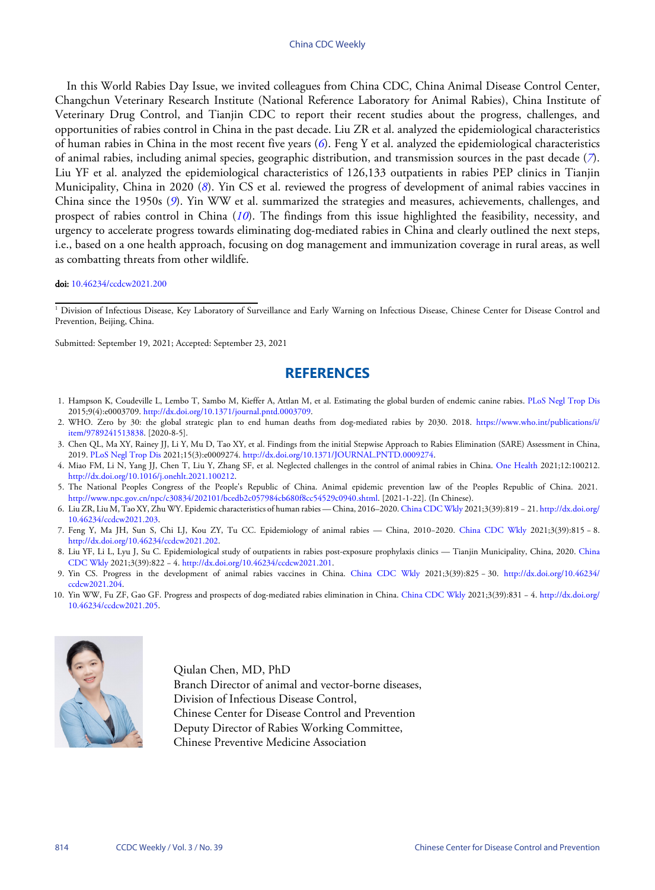In this World Rabies Day Issue, we invited colleagues from China CDC, China Animal Disease Control Center, Changchun Veterinary Research Institute (National Reference Laboratory for Animal Rabies), China Institute of Veterinary Drug Control, and Tianjin CDC to report their recent studies about the progress, challenges, and opportunities of rabies control in China in the past decade. Liu ZR et al. analyzed the epidemiological characteristics of human rabies in China in the most recent five years (*6*). Feng Y et al. analyzed the epidemiological characteristics of animal rabies, including animal species, geographic distribution, and transmission sources in the past decade (*7*). Liu YF et al. analyzed the epidemiological characteristics of 126,133 outpatients in rabies PEP clinics in Tianjin Municipality, China in 2020 (*8*). Yin CS et al. reviewed the progress of development of animal rabies vaccines in China since the 1950s (*9*). Yin WW et al. summarized the strategies and measures, achievements, challenges, and prospect of rabies control in China (*10*). The findings from this issue highlighted the feasibility, necessity, and urgency to accelerate progress towards eliminating dog-mediated rabies in China and clearly outlined the next steps, i.e., based on a one health approach, focusing on dog management and immunization coverage in rural areas, as well as combatting threats from other wildlife.

**doi:** 10.46234/ccdcw2021.200

[1] Division of Infectious Disease, Key Laboratory of Surveillance and Early Warning on Infectious Disease, Chinese Center for Disease Control and Prevention, Beijing, China.

Submitted: September 19, 2021; Accepted: September 23, 2021

## REFERENCES

1. Hampson K, Coudeville L, Lembo T, Sambo M, Kieffer A, Attlan M, et al. Estimating the global burden of endemic canine rabies. PLoS Negl Trop Dis 2015;9(4):e0003709. http://dx.doi.org/10.1371/journal.pntd.0003709.
2. WHO. Zero by 30: the global strategic plan to end human deaths from dog-mediated rabies by 2030. 2018. https://www.who.int/publications/i/item/9789241513838. [2020-8-5].
3. Chen QL, Ma XY, Rainey JJ, Li Y, Mu D, Tao XY, et al. Findings from the initial Stepwise Approach to Rabies Elimination (SARE) Assessment in China, 2019. PLoS Negl Trop Dis 2021;15(3):e0009274. http://dx.doi.org/10.1371/JOURNAL.PNTD.0009274.
4. Miao FM, Li N, Yang JJ, Chen T, Liu Y, Zhang SF, et al. Neglected challenges in the control of animal rabies in China. One Health 2021;12:100212. http://dx.doi.org/10.1016/j.onehlt.2021.100212.
5. The National Peoples Congress of the People's Republic of China. Animal epidemic prevention law of the Peoples Republic of China. 2021. http://www.npc.gov.cn/npc/c30834/202101/bcedb2c057984cb680f8cc54529c0940.shtml. [2021-1-22]. (In Chinese).
6. Liu ZR, Liu M, Tao XY, Zhu WY. Epidemic characteristics of human rabies — China, 2016–2020. China CDC Wkly 2021;3(39):819 – 21. http://dx.doi.org/10.46234/ccdcw2021.203.
7. Feng Y, Ma JH, Sun S, Chi LJ, Kou ZY, Tu CC. Epidemiology of animal rabies — China, 2010–2020. China CDC Wkly 2021;3(39):815 – 8. http://dx.doi.org/10.46234/ccdcw2021.202.
8. Liu YF, Li L, Lyu J, Su C. Epidemiological study of outpatients in rabies post-exposure prophylaxis clinics — Tianjin Municipality, China, 2020. China CDC Wkly 2021;3(39):822 – 4. http://dx.doi.org/10.46234/ccdcw2021.201.
9. Yin CS. Progress in the development of animal rabies vaccines in China. China CDC Wkly 2021;3(39):825 – 30. http://dx.doi.org/10.46234/ccdcw2021.204.
10. Yin WW, Fu ZF, Gao GF. Progress and prospects of dog-mediated rabies elimination in China. China CDC Wkly 2021;3(39):831 – 4. http://dx.doi.org/10.46234/ccdcw2021.205.

Qiulan Chen, MD, PhD
Branch Director of animal and vector-borne diseases,
Division of Infectious Disease Control,
Chinese Center for Disease Control and Prevention
Deputy Director of Rabies Working Committee,
Chinese Preventive Medicine Association